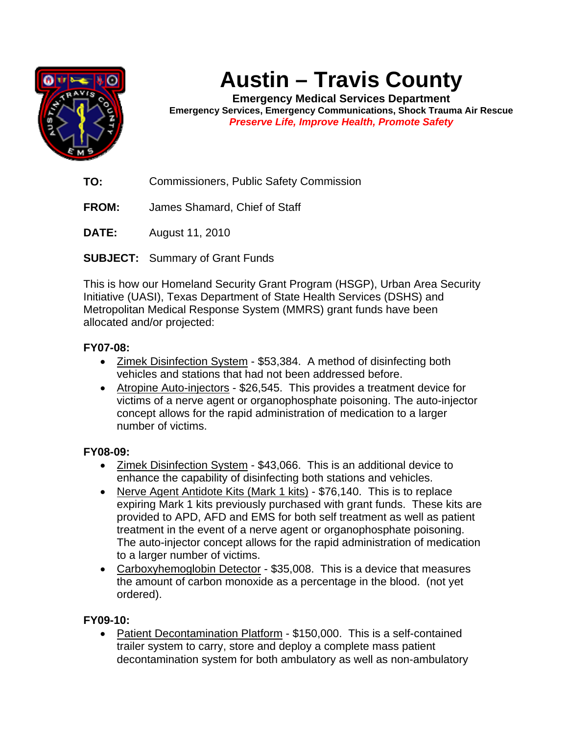# Austin – Travis County

**Emergency Medical Services Department**

**Emergency Services, Emergency Communications, Shock Trauma Air Rescue**

***Preserve Life, Improve Health, Promote Safety***

**TO:** Commissioners, Public Safety Commission

**FROM:** James Shamard, Chief of Staff

**DATE:** August 11, 2010

**SUBJECT:** Summary of Grant Funds

This is how our Homeland Security Grant Program (HSGP), Urban Area Security Initiative (UASI), Texas Department of State Health Services (DSHS) and Metropolitan Medical Response System (MMRS) grant funds have been allocated and/or projected:

**FY07-08:**

- Zimek Disinfection System - $53,384. A method of disinfecting both vehicles and stations that had not been addressed before.
- Atropine Auto-injectors - $26,545. This provides a treatment device for victims of a nerve agent or organophosphate poisoning. The auto-injector concept allows for the rapid administration of medication to a larger number of victims.

**FY08-09:**

- Zimek Disinfection System - $43,066. This is an additional device to enhance the capability of disinfecting both stations and vehicles.
- Nerve Agent Antidote Kits (Mark 1 kits) - $76,140. This is to replace expiring Mark 1 kits previously purchased with grant funds. These kits are provided to APD, AFD and EMS for both self treatment as well as patient treatment in the event of a nerve agent or organophosphate poisoning. The auto-injector concept allows for the rapid administration of medication to a larger number of victims.
- Carboxyhemoglobin Detector - $35,008. This is a device that measures the amount of carbon monoxide as a percentage in the blood. (not yet ordered).

**FY09-10:**

- Patient Decontamination Platform - $150,000. This is a self-contained trailer system to carry, store and deploy a complete mass patient decontamination system for both ambulatory as well as non-ambulatory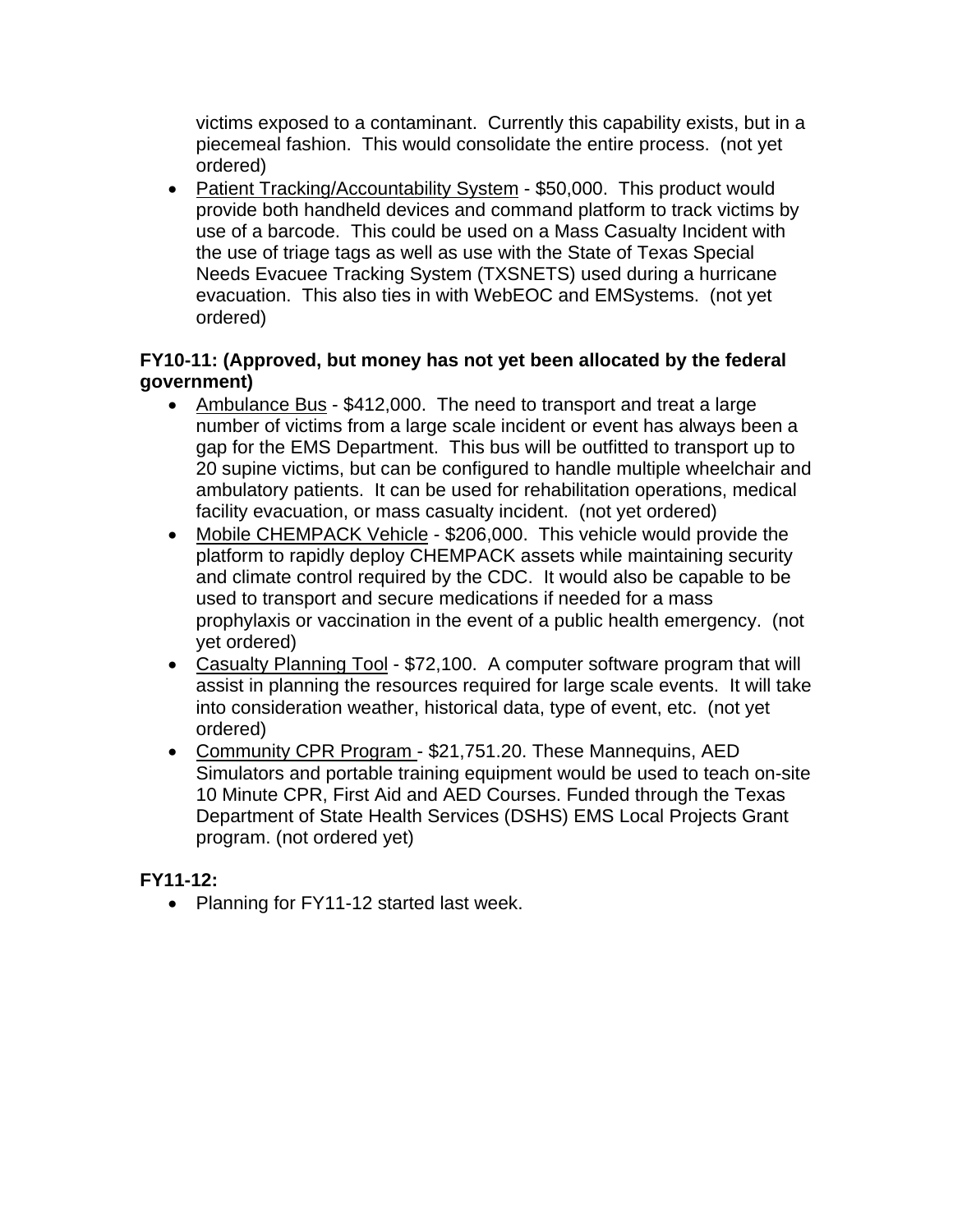victims exposed to a contaminant. Currently this capability exists, but in a piecemeal fashion. This would consolidate the entire process. (not yet ordered)

- Patient Tracking/Accountability System - $50,000. This product would provide both handheld devices and command platform to track victims by use of a barcode. This could be used on a Mass Casualty Incident with the use of triage tags as well as use with the State of Texas Special Needs Evacuee Tracking System (TXSNETS) used during a hurricane evacuation. This also ties in with WebEOC and EMSystems. (not yet ordered)

**FY10-11: (Approved, but money has not yet been allocated by the federal government)**

- Ambulance Bus - $412,000. The need to transport and treat a large number of victims from a large scale incident or event has always been a gap for the EMS Department. This bus will be outfitted to transport up to 20 supine victims, but can be configured to handle multiple wheelchair and ambulatory patients. It can be used for rehabilitation operations, medical facility evacuation, or mass casualty incident. (not yet ordered)
- Mobile CHEMPACK Vehicle - $206,000. This vehicle would provide the platform to rapidly deploy CHEMPACK assets while maintaining security and climate control required by the CDC. It would also be capable to be used to transport and secure medications if needed for a mass prophylaxis or vaccination in the event of a public health emergency. (not yet ordered)
- Casualty Planning Tool - $72,100. A computer software program that will assist in planning the resources required for large scale events. It will take into consideration weather, historical data, type of event, etc. (not yet ordered)
- Community CPR Program - $21,751.20. These Mannequins, AED Simulators and portable training equipment would be used to teach on-site 10 Minute CPR, First Aid and AED Courses. Funded through the Texas Department of State Health Services (DSHS) EMS Local Projects Grant program. (not ordered yet)

**FY11-12:**

- Planning for FY11-12 started last week.